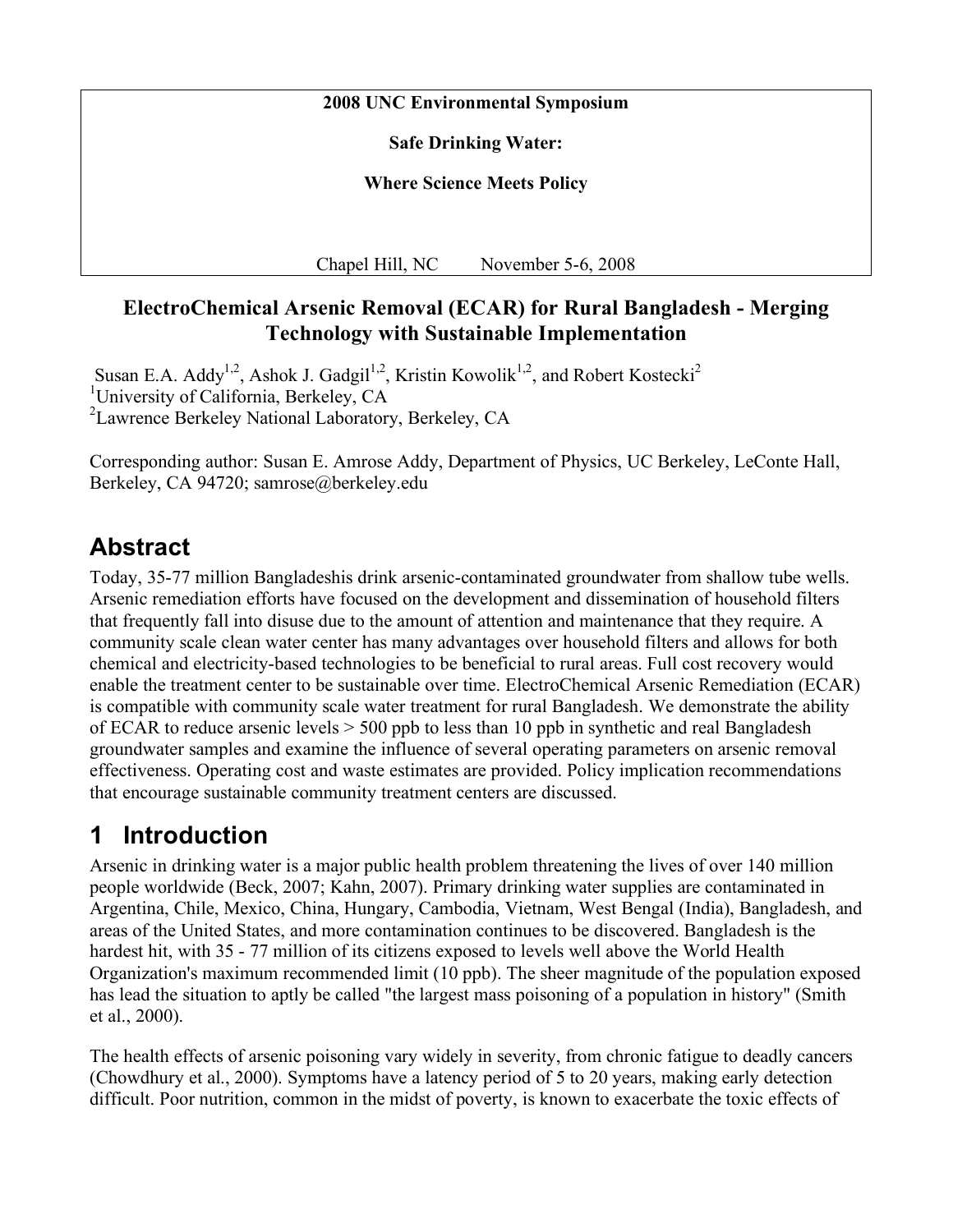**2008 UNC Environmental Symposium**

**Safe Drinking Water:**

**Where Science Meets Policy**

Chapel Hill, NC November 5-6, 2008

# ElectroChemical Arsenic Removal (ECAR) for Rural Bangladesh - Merging Technology with Sustainable Implementation

Susan E.A. Addy[1,2], Ashok J. Gadgil[1,2], Kristin Kowolik[1,2], and Robert Kostecki[2]
[1]University of California, Berkeley, CA
[2]Lawrence Berkeley National Laboratory, Berkeley, CA

Corresponding author: Susan E. Amrose Addy, Department of Physics, UC Berkeley, LeConte Hall, Berkeley, CA 94720; samrose@berkeley.edu

## Abstract

Today, 35-77 million Bangladeshis drink arsenic-contaminated groundwater from shallow tube wells. Arsenic remediation efforts have focused on the development and dissemination of household filters that frequently fall into disuse due to the amount of attention and maintenance that they require. A community scale clean water center has many advantages over household filters and allows for both chemical and electricity-based technologies to be beneficial to rural areas. Full cost recovery would enable the treatment center to be sustainable over time. ElectroChemical Arsenic Remediation (ECAR) is compatible with community scale water treatment for rural Bangladesh. We demonstrate the ability of ECAR to reduce arsenic levels > 500 ppb to less than 10 ppb in synthetic and real Bangladesh groundwater samples and examine the influence of several operating parameters on arsenic removal effectiveness. Operating cost and waste estimates are provided. Policy implication recommendations that encourage sustainable community treatment centers are discussed.

## 1 Introduction

Arsenic in drinking water is a major public health problem threatening the lives of over 140 million people worldwide (Beck, 2007; Kahn, 2007). Primary drinking water supplies are contaminated in Argentina, Chile, Mexico, China, Hungary, Cambodia, Vietnam, West Bengal (India), Bangladesh, and areas of the United States, and more contamination continues to be discovered. Bangladesh is the hardest hit, with 35 - 77 million of its citizens exposed to levels well above the World Health Organization's maximum recommended limit (10 ppb). The sheer magnitude of the population exposed has lead the situation to aptly be called "the largest mass poisoning of a population in history" (Smith et al., 2000).

The health effects of arsenic poisoning vary widely in severity, from chronic fatigue to deadly cancers (Chowdhury et al., 2000). Symptoms have a latency period of 5 to 20 years, making early detection difficult. Poor nutrition, common in the midst of poverty, is known to exacerbate the toxic effects of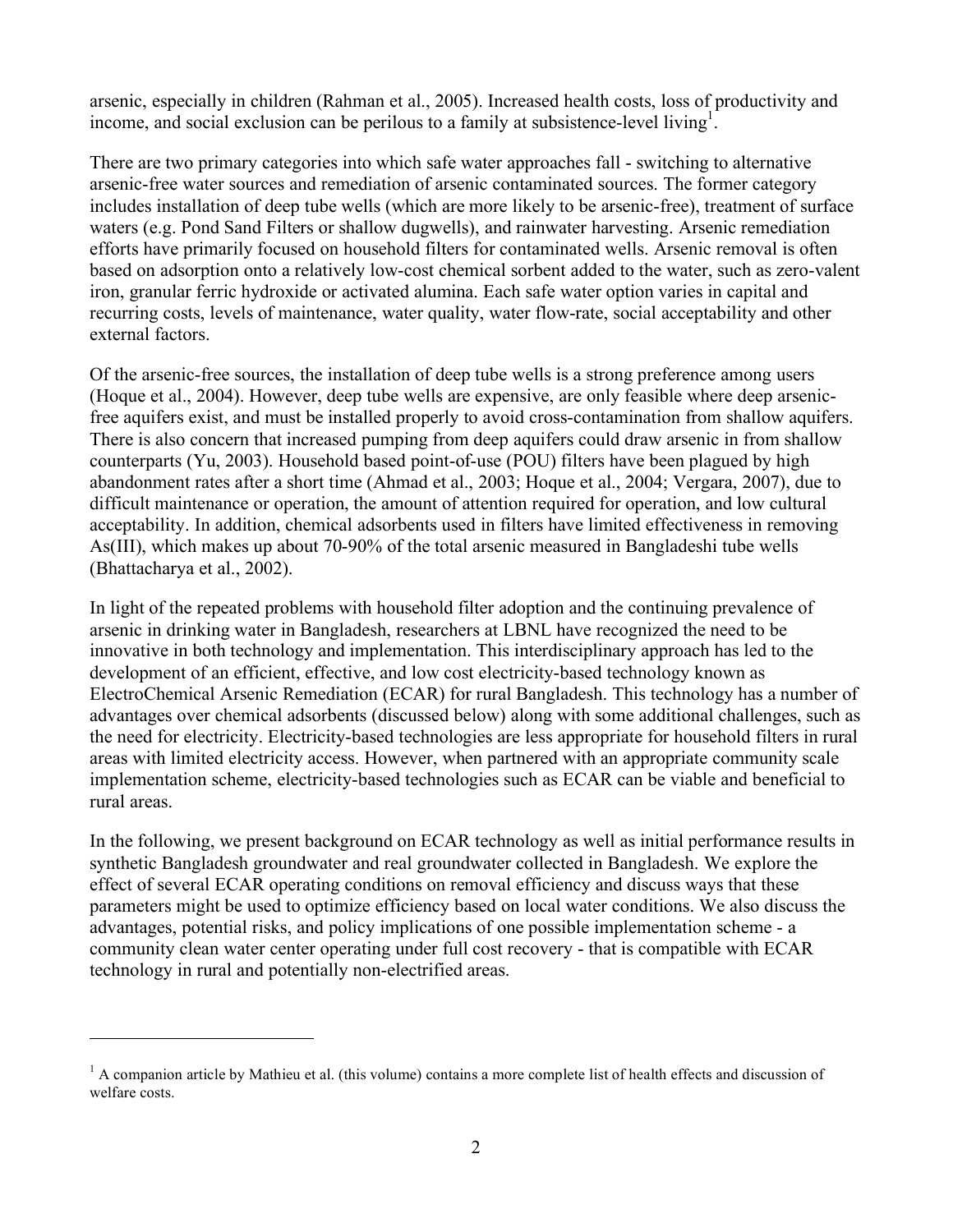arsenic, especially in children (Rahman et al., 2005). Increased health costs, loss of productivity and income, and social exclusion can be perilous to a family at subsistence-level living[1].

There are two primary categories into which safe water approaches fall - switching to alternative arsenic-free water sources and remediation of arsenic contaminated sources. The former category includes installation of deep tube wells (which are more likely to be arsenic-free), treatment of surface waters (e.g. Pond Sand Filters or shallow dugwells), and rainwater harvesting. Arsenic remediation efforts have primarily focused on household filters for contaminated wells. Arsenic removal is often based on adsorption onto a relatively low-cost chemical sorbent added to the water, such as zero-valent iron, granular ferric hydroxide or activated alumina. Each safe water option varies in capital and recurring costs, levels of maintenance, water quality, water flow-rate, social acceptability and other external factors.

Of the arsenic-free sources, the installation of deep tube wells is a strong preference among users (Hoque et al., 2004). However, deep tube wells are expensive, are only feasible where deep arsenic-free aquifers exist, and must be installed properly to avoid cross-contamination from shallow aquifers. There is also concern that increased pumping from deep aquifers could draw arsenic in from shallow counterparts (Yu, 2003). Household based point-of-use (POU) filters have been plagued by high abandonment rates after a short time (Ahmad et al., 2003; Hoque et al., 2004; Vergara, 2007), due to difficult maintenance or operation, the amount of attention required for operation, and low cultural acceptability. In addition, chemical adsorbents used in filters have limited effectiveness in removing As(III), which makes up about 70-90% of the total arsenic measured in Bangladeshi tube wells (Bhattacharya et al., 2002).

In light of the repeated problems with household filter adoption and the continuing prevalence of arsenic in drinking water in Bangladesh, researchers at LBNL have recognized the need to be innovative in both technology and implementation. This interdisciplinary approach has led to the development of an efficient, effective, and low cost electricity-based technology known as ElectroChemical Arsenic Remediation (ECAR) for rural Bangladesh. This technology has a number of advantages over chemical adsorbents (discussed below) along with some additional challenges, such as the need for electricity. Electricity-based technologies are less appropriate for household filters in rural areas with limited electricity access. However, when partnered with an appropriate community scale implementation scheme, electricity-based technologies such as ECAR can be viable and beneficial to rural areas.

In the following, we present background on ECAR technology as well as initial performance results in synthetic Bangladesh groundwater and real groundwater collected in Bangladesh. We explore the effect of several ECAR operating conditions on removal efficiency and discuss ways that these parameters might be used to optimize efficiency based on local water conditions. We also discuss the advantages, potential risks, and policy implications of one possible implementation scheme - a community clean water center operating under full cost recovery - that is compatible with ECAR technology in rural and potentially non-electrified areas.

---

[1] A companion article by Mathieu et al. (this volume) contains a more complete list of health effects and discussion of welfare costs.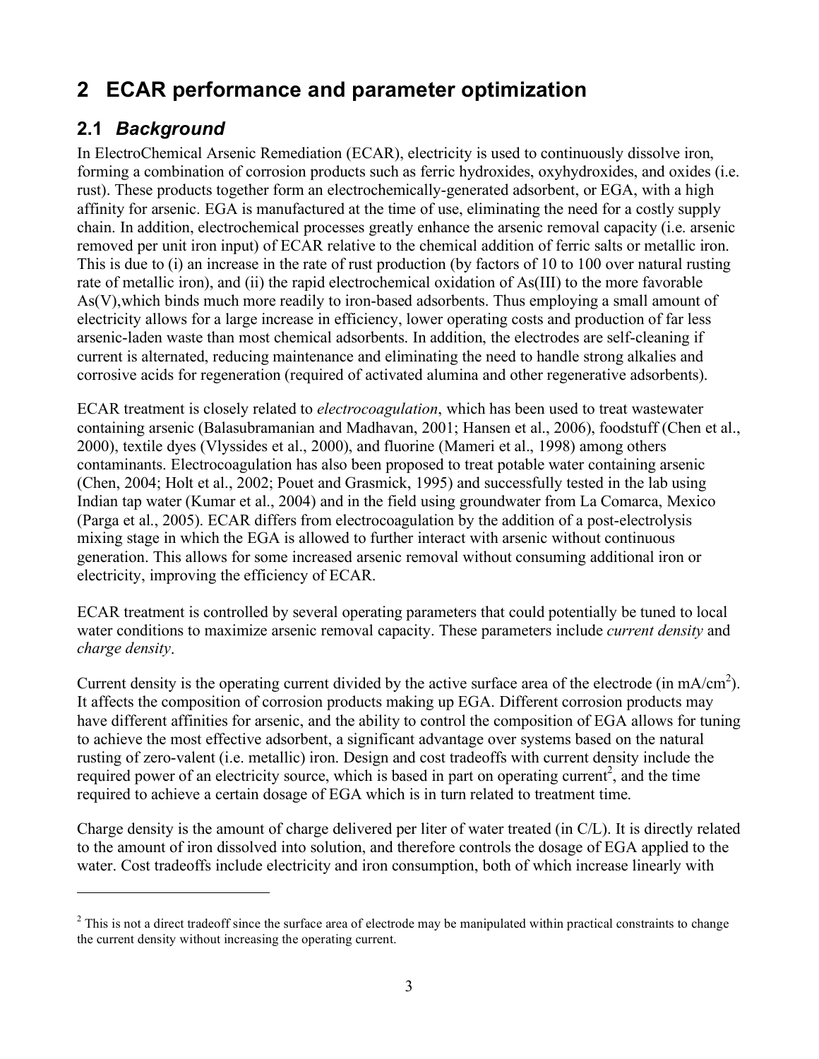# 2 ECAR performance and parameter optimization

## 2.1 *Background*

In ElectroChemical Arsenic Remediation (ECAR), electricity is used to continuously dissolve iron, forming a combination of corrosion products such as ferric hydroxides, oxyhydroxides, and oxides (i.e. rust). These products together form an electrochemically-generated adsorbent, or EGA, with a high affinity for arsenic. EGA is manufactured at the time of use, eliminating the need for a costly supply chain. In addition, electrochemical processes greatly enhance the arsenic removal capacity (i.e. arsenic removed per unit iron input) of ECAR relative to the chemical addition of ferric salts or metallic iron. This is due to (i) an increase in the rate of rust production (by factors of 10 to 100 over natural rusting rate of metallic iron), and (ii) the rapid electrochemical oxidation of As(III) to the more favorable As(V),which binds much more readily to iron-based adsorbents. Thus employing a small amount of electricity allows for a large increase in efficiency, lower operating costs and production of far less arsenic-laden waste than most chemical adsorbents. In addition, the electrodes are self-cleaning if current is alternated, reducing maintenance and eliminating the need to handle strong alkalies and corrosive acids for regeneration (required of activated alumina and other regenerative adsorbents).

ECAR treatment is closely related to *electrocoagulation*, which has been used to treat wastewater containing arsenic (Balasubramanian and Madhavan, 2001; Hansen et al., 2006), foodstuff (Chen et al., 2000), textile dyes (Vlyssides et al., 2000), and fluorine (Mameri et al., 1998) among others contaminants. Electrocoagulation has also been proposed to treat potable water containing arsenic (Chen, 2004; Holt et al., 2002; Pouet and Grasmick, 1995) and successfully tested in the lab using Indian tap water (Kumar et al., 2004) and in the field using groundwater from La Comarca, Mexico (Parga et al., 2005). ECAR differs from electrocoagulation by the addition of a post-electrolysis mixing stage in which the EGA is allowed to further interact with arsenic without continuous generation. This allows for some increased arsenic removal without consuming additional iron or electricity, improving the efficiency of ECAR.

ECAR treatment is controlled by several operating parameters that could potentially be tuned to local water conditions to maximize arsenic removal capacity. These parameters include *current density* and *charge density*.

Current density is the operating current divided by the active surface area of the electrode (in $mA/cm^2$). It affects the composition of corrosion products making up EGA. Different corrosion products may have different affinities for arsenic, and the ability to control the composition of EGA allows for tuning to achieve the most effective adsorbent, a significant advantage over systems based on the natural rusting of zero-valent (i.e. metallic) iron. Design and cost tradeoffs with current density include the required power of an electricity source, which is based in part on operating current[2], and the time required to achieve a certain dosage of EGA which is in turn related to treatment time.

Charge density is the amount of charge delivered per liter of water treated (in C/L). It is directly related to the amount of iron dissolved into solution, and therefore controls the dosage of EGA applied to the water. Cost tradeoffs include electricity and iron consumption, both of which increase linearly with

[2] This is not a direct tradeoff since the surface area of electrode may be manipulated within practical constraints to change the current density without increasing the operating current.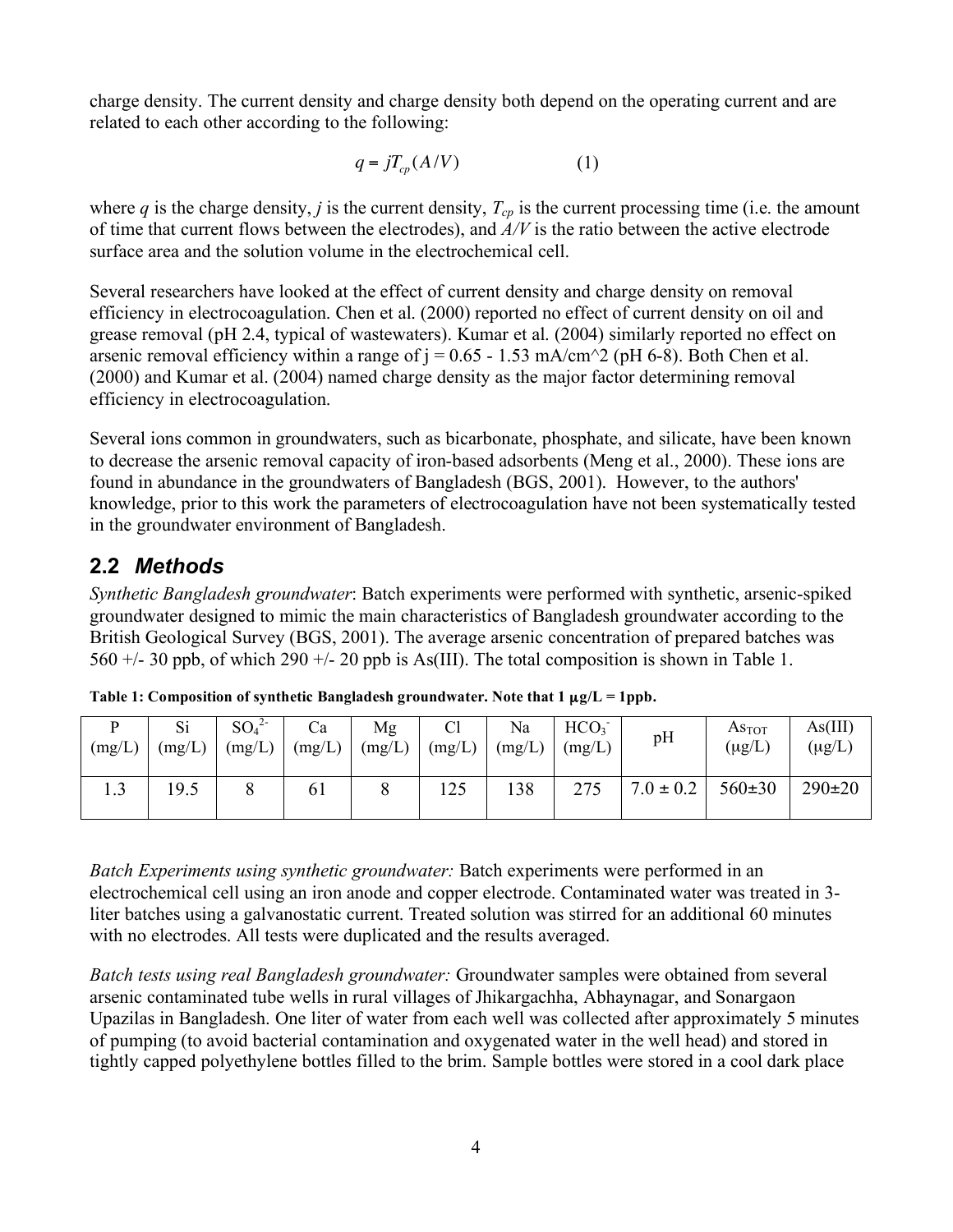charge density. The current density and charge density both depend on the operating current and are related to each other according to the following:

$$q = jT_{cp}(A/V) \qquad (1)$$

where $q$ is the charge density, $j$ is the current density, $T_{cp}$ is the current processing time (i.e. the amount of time that current flows between the electrodes), and $A/V$ is the ratio between the active electrode surface area and the solution volume in the electrochemical cell.

Several researchers have looked at the effect of current density and charge density on removal efficiency in electrocoagulation. Chen et al. (2000) reported no effect of current density on oil and grease removal (pH 2.4, typical of wastewaters). Kumar et al. (2004) similarly reported no effect on arsenic removal efficiency within a range of $j = 0.65 - 1.53$ mA/cm^2 (pH 6-8). Both Chen et al. (2000) and Kumar et al. (2004) named charge density as the major factor determining removal efficiency in electrocoagulation.

Several ions common in groundwaters, such as bicarbonate, phosphate, and silicate, have been known to decrease the arsenic removal capacity of iron-based adsorbents (Meng et al., 2000). These ions are found in abundance in the groundwaters of Bangladesh (BGS, 2001). However, to the authors' knowledge, prior to this work the parameters of electrocoagulation have not been systematically tested in the groundwater environment of Bangladesh.

## 2.2 *Methods*

*Synthetic Bangladesh groundwater*: Batch experiments were performed with synthetic, arsenic-spiked groundwater designed to mimic the main characteristics of Bangladesh groundwater according to the British Geological Survey (BGS, 2001). The average arsenic concentration of prepared batches was 560 +/- 30 ppb, of which 290 +/- 20 ppb is As(III). The total composition is shown in Table 1.

**Table 1: Composition of synthetic Bangladesh groundwater. Note that 1 μg/L = 1ppb.**

| P (mg/L) | Si (mg/L) | $SO_4^{2-}$ (mg/L) | Ca (mg/L) | Mg (mg/L) | Cl (mg/L) | Na (mg/L) | $HCO_3^-$ (mg/L) | pH | $As_{TOT}$ (μg/L) | As(III) (μg/L) |
|---|---|---|---|---|---|---|---|---|---|---|
| 1.3 | 19.5 | 8 | 61 | 8 | 125 | 138 | 275 | 7.0 ± 0.2 | 560±30 | 290±20 |

*Batch Experiments using synthetic groundwater:* Batch experiments were performed in an electrochemical cell using an iron anode and copper electrode. Contaminated water was treated in 3-liter batches using a galvanostatic current. Treated solution was stirred for an additional 60 minutes with no electrodes. All tests were duplicated and the results averaged.

*Batch tests using real Bangladesh groundwater:* Groundwater samples were obtained from several arsenic contaminated tube wells in rural villages of Jhikargachha, Abhaynagar, and Sonargaon Upazilas in Bangladesh. One liter of water from each well was collected after approximately 5 minutes of pumping (to avoid bacterial contamination and oxygenated water in the well head) and stored in tightly capped polyethylene bottles filled to the brim. Sample bottles were stored in a cool dark place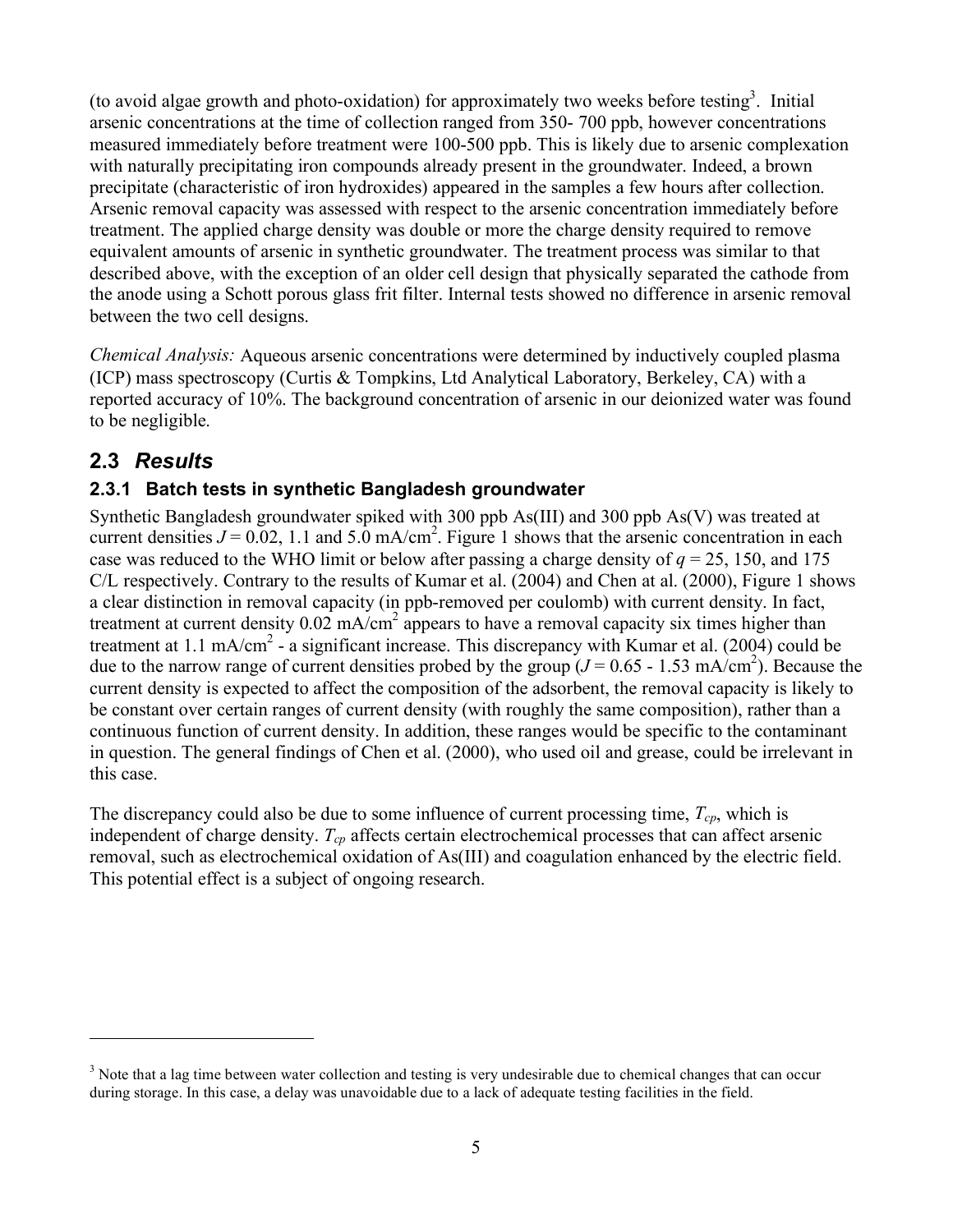(to avoid algae growth and photo-oxidation) for approximately two weeks before testing[3]. Initial arsenic concentrations at the time of collection ranged from 350- 700 ppb, however concentrations measured immediately before treatment were 100-500 ppb. This is likely due to arsenic complexation with naturally precipitating iron compounds already present in the groundwater. Indeed, a brown precipitate (characteristic of iron hydroxides) appeared in the samples a few hours after collection. Arsenic removal capacity was assessed with respect to the arsenic concentration immediately before treatment. The applied charge density was double or more the charge density required to remove equivalent amounts of arsenic in synthetic groundwater. The treatment process was similar to that described above, with the exception of an older cell design that physically separated the cathode from the anode using a Schott porous glass frit filter. Internal tests showed no difference in arsenic removal between the two cell designs.

*Chemical Analysis:* Aqueous arsenic concentrations were determined by inductively coupled plasma (ICP) mass spectroscopy (Curtis & Tompkins, Ltd Analytical Laboratory, Berkeley, CA) with a reported accuracy of 10%. The background concentration of arsenic in our deionized water was found to be negligible.

## 2.3 *Results*

### 2.3.1 Batch tests in synthetic Bangladesh groundwater

Synthetic Bangladesh groundwater spiked with 300 ppb As(III) and 300 ppb As(V) was treated at current densities $J = 0.02$, 1.1 and 5.0 mA/cm$^2$. Figure 1 shows that the arsenic concentration in each case was reduced to the WHO limit or below after passing a charge density of $q = 25$, 150, and 175 C/L respectively. Contrary to the results of Kumar et al. (2004) and Chen at al. (2000), Figure 1 shows a clear distinction in removal capacity (in ppb-removed per coulomb) with current density. In fact, treatment at current density 0.02 mA/cm$^2$ appears to have a removal capacity six times higher than treatment at 1.1 mA/cm$^2$ - a significant increase. This discrepancy with Kumar et al. (2004) could be due to the narrow range of current densities probed by the group ($J = 0.65$ - 1.53 mA/cm$^2$). Because the current density is expected to affect the composition of the adsorbent, the removal capacity is likely to be constant over certain ranges of current density (with roughly the same composition), rather than a continuous function of current density. In addition, these ranges would be specific to the contaminant in question. The general findings of Chen et al. (2000), who used oil and grease, could be irrelevant in this case.

The discrepancy could also be due to some influence of current processing time, $T_{cp}$, which is independent of charge density. $T_{cp}$ affects certain electrochemical processes that can affect arsenic removal, such as electrochemical oxidation of As(III) and coagulation enhanced by the electric field. This potential effect is a subject of ongoing research.

---

[3] Note that a lag time between water collection and testing is very undesirable due to chemical changes that can occur during storage. In this case, a delay was unavoidable due to a lack of adequate testing facilities in the field.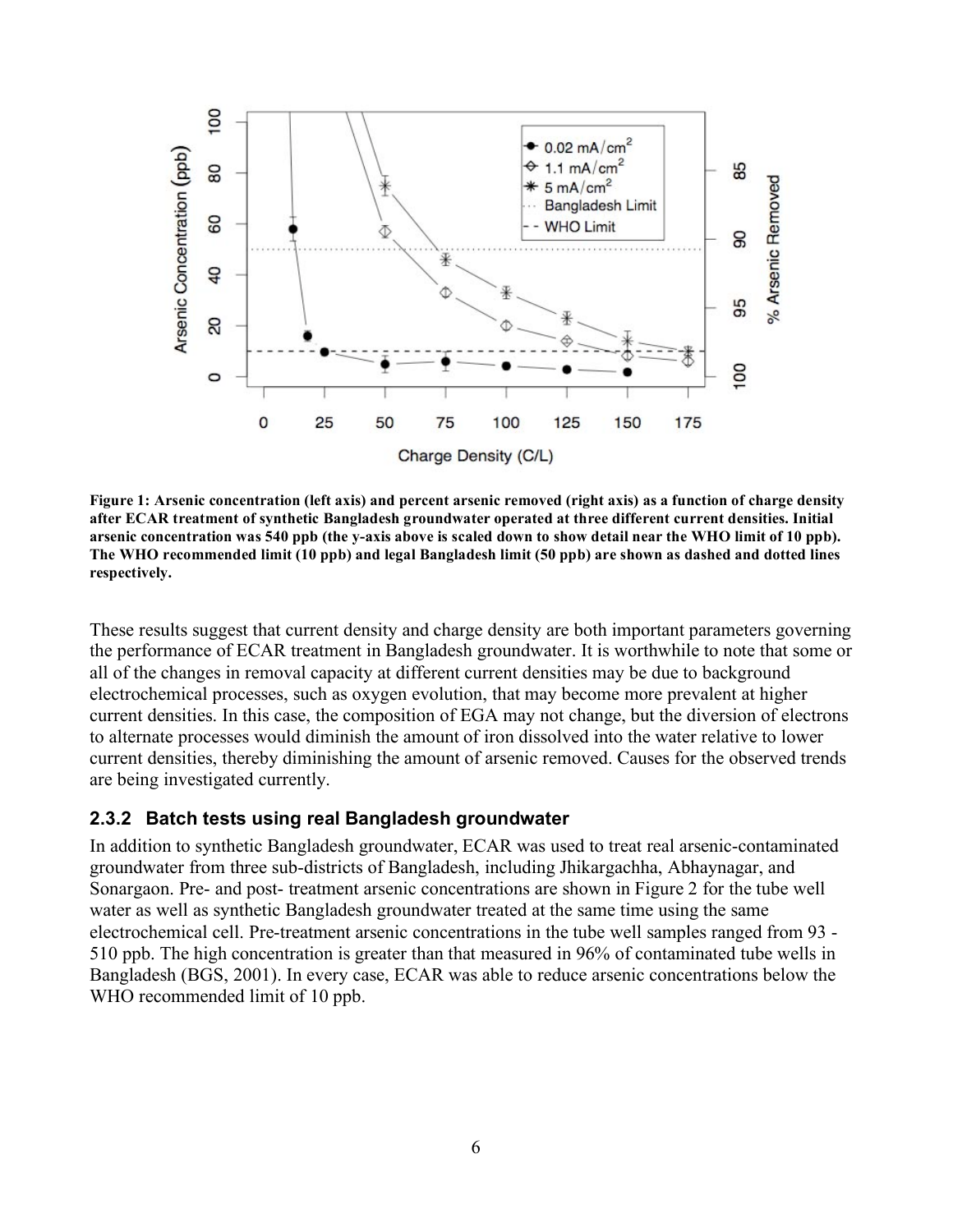**Figure 1: Arsenic concentration (left axis) and percent arsenic removed (right axis) as a function of charge density after ECAR treatment of synthetic Bangladesh groundwater operated at three different current densities. Initial arsenic concentration was 540 ppb (the y-axis above is scaled down to show detail near the WHO limit of 10 ppb). The WHO recommended limit (10 ppb) and legal Bangladesh limit (50 ppb) are shown as dashed and dotted lines respectively.**

These results suggest that current density and charge density are both important parameters governing the performance of ECAR treatment in Bangladesh groundwater. It is worthwhile to note that some or all of the changes in removal capacity at different current densities may be due to background electrochemical processes, such as oxygen evolution, that may become more prevalent at higher current densities. In this case, the composition of EGA may not change, but the diversion of electrons to alternate processes would diminish the amount of iron dissolved into the water relative to lower current densities, thereby diminishing the amount of arsenic removed. Causes for the observed trends are being investigated currently.

### 2.3.2 Batch tests using real Bangladesh groundwater

In addition to synthetic Bangladesh groundwater, ECAR was used to treat real arsenic-contaminated groundwater from three sub-districts of Bangladesh, including Jhikargachha, Abhaynagar, and Sonargaon. Pre- and post- treatment arsenic concentrations are shown in Figure 2 for the tube well water as well as synthetic Bangladesh groundwater treated at the same time using the same electrochemical cell. Pre-treatment arsenic concentrations in the tube well samples ranged from 93 - 510 ppb. The high concentration is greater than that measured in 96% of contaminated tube wells in Bangladesh (BGS, 2001). In every case, ECAR was able to reduce arsenic concentrations below the WHO recommended limit of 10 ppb.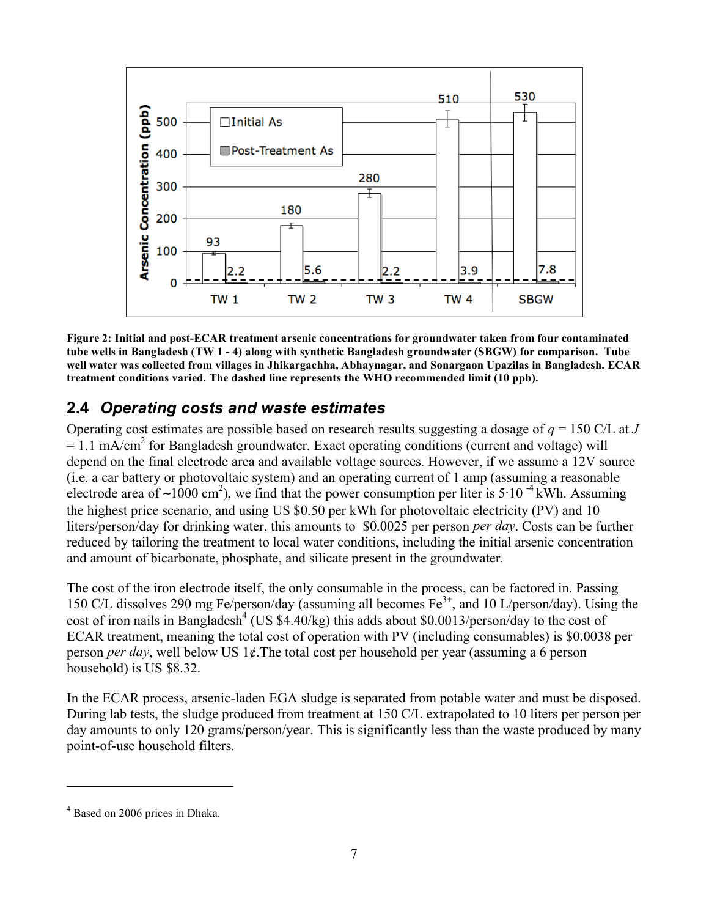**Figure 2: Initial and post-ECAR treatment arsenic concentrations for groundwater taken from four contaminated tube wells in Bangladesh (TW 1 - 4) along with synthetic Bangladesh groundwater (SBGW) for comparison. Tube well water was collected from villages in Jhikargachha, Abhaynagar, and Sonargaon Upazilas in Bangladesh. ECAR treatment conditions varied. The dashed line represents the WHO recommended limit (10 ppb).**

## 2.4 *Operating costs and waste estimates*

Operating cost estimates are possible based on research results suggesting a dosage of $q$ = 150 C/L at $J$ = 1.1 mA/cm$^2$ for Bangladesh groundwater. Exact operating conditions (current and voltage) will depend on the final electrode area and available voltage sources. However, if we assume a 12V source (i.e. a car battery or photovoltaic system) and an operating current of 1 amp (assuming a reasonable electrode area of ~1000 cm$^2$), we find that the power consumption per liter is $5 \cdot 10^{-4}$ kWh. Assuming the highest price scenario, and using US \$0.50 per kWh for photovoltaic electricity (PV) and 10 liters/person/day for drinking water, this amounts to \$0.0025 per person *per day*. Costs can be further reduced by tailoring the treatment to local water conditions, including the initial arsenic concentration and amount of bicarbonate, phosphate, and silicate present in the groundwater.

The cost of the iron electrode itself, the only consumable in the process, can be factored in. Passing 150 C/L dissolves 290 mg Fe/person/day (assuming all becomes $Fe^{3+}$, and 10 L/person/day). Using the cost of iron nails in Bangladesh[4] (US \$4.40/kg) this adds about \$0.0013/person/day to the cost of ECAR treatment, meaning the total cost of operation with PV (including consumables) is \$0.0038 per person *per day*, well below US 1¢.The total cost per household per year (assuming a 6 person household) is US \$8.32.

In the ECAR process, arsenic-laden EGA sludge is separated from potable water and must be disposed. During lab tests, the sludge produced from treatment at 150 C/L extrapolated to 10 liters per person per day amounts to only 120 grams/person/year. This is significantly less than the waste produced by many point-of-use household filters.

---

[4] Based on 2006 prices in Dhaka.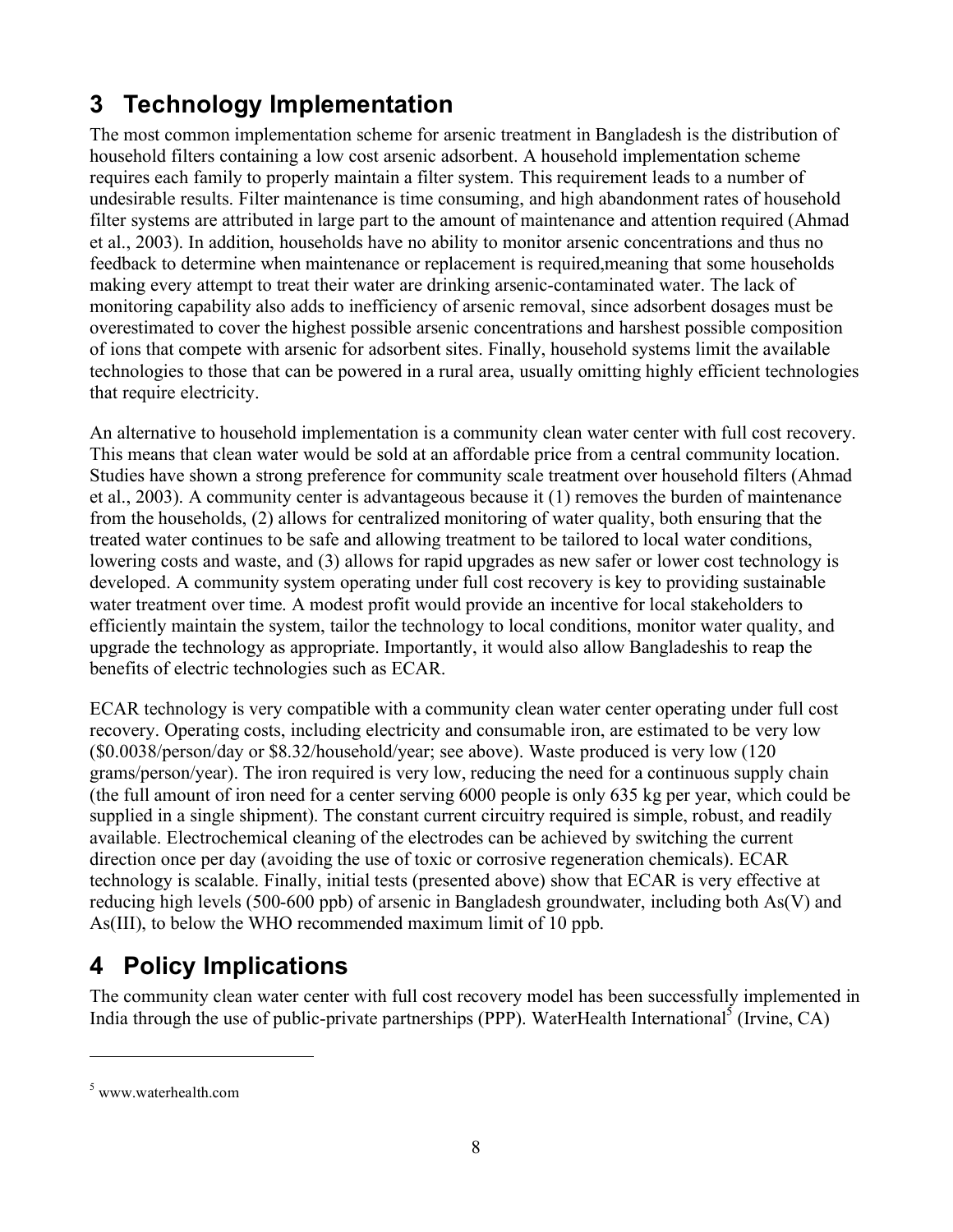# 3 Technology Implementation

The most common implementation scheme for arsenic treatment in Bangladesh is the distribution of household filters containing a low cost arsenic adsorbent. A household implementation scheme requires each family to properly maintain a filter system. This requirement leads to a number of undesirable results. Filter maintenance is time consuming, and high abandonment rates of household filter systems are attributed in large part to the amount of maintenance and attention required (Ahmad et al., 2003). In addition, households have no ability to monitor arsenic concentrations and thus no feedback to determine when maintenance or replacement is required,meaning that some households making every attempt to treat their water are drinking arsenic-contaminated water. The lack of monitoring capability also adds to inefficiency of arsenic removal, since adsorbent dosages must be overestimated to cover the highest possible arsenic concentrations and harshest possible composition of ions that compete with arsenic for adsorbent sites. Finally, household systems limit the available technologies to those that can be powered in a rural area, usually omitting highly efficient technologies that require electricity.

An alternative to household implementation is a community clean water center with full cost recovery. This means that clean water would be sold at an affordable price from a central community location. Studies have shown a strong preference for community scale treatment over household filters (Ahmad et al., 2003). A community center is advantageous because it (1) removes the burden of maintenance from the households, (2) allows for centralized monitoring of water quality, both ensuring that the treated water continues to be safe and allowing treatment to be tailored to local water conditions, lowering costs and waste, and (3) allows for rapid upgrades as new safer or lower cost technology is developed. A community system operating under full cost recovery is key to providing sustainable water treatment over time. A modest profit would provide an incentive for local stakeholders to efficiently maintain the system, tailor the technology to local conditions, monitor water quality, and upgrade the technology as appropriate. Importantly, it would also allow Bangladeshis to reap the benefits of electric technologies such as ECAR.

ECAR technology is very compatible with a community clean water center operating under full cost recovery. Operating costs, including electricity and consumable iron, are estimated to be very low ($0.0038/person/day or $8.32/household/year; see above). Waste produced is very low (120 grams/person/year). The iron required is very low, reducing the need for a continuous supply chain (the full amount of iron need for a center serving 6000 people is only 635 kg per year, which could be supplied in a single shipment). The constant current circuitry required is simple, robust, and readily available. Electrochemical cleaning of the electrodes can be achieved by switching the current direction once per day (avoiding the use of toxic or corrosive regeneration chemicals). ECAR technology is scalable. Finally, initial tests (presented above) show that ECAR is very effective at reducing high levels (500-600 ppb) of arsenic in Bangladesh groundwater, including both As(V) and As(III), to below the WHO recommended maximum limit of 10 ppb.

# 4 Policy Implications

The community clean water center with full cost recovery model has been successfully implemented in India through the use of public-private partnerships (PPP). WaterHealth International[5] (Irvine, CA)

[5] www.waterhealth.com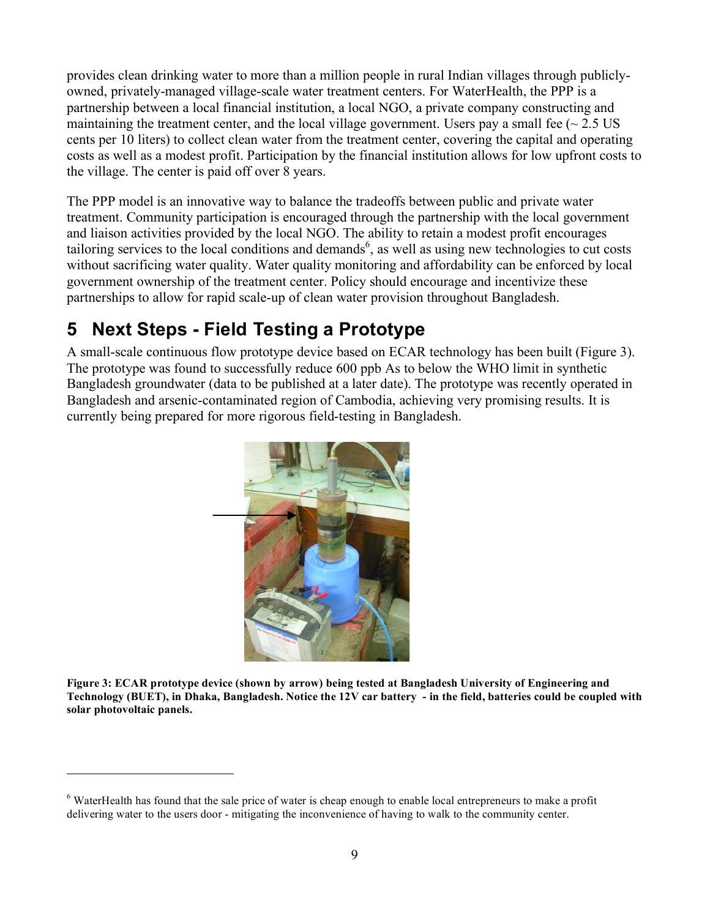provides clean drinking water to more than a million people in rural Indian villages through publicly-owned, privately-managed village-scale water treatment centers. For WaterHealth, the PPP is a partnership between a local financial institution, a local NGO, a private company constructing and maintaining the treatment center, and the local village government. Users pay a small fee (~ 2.5 US cents per 10 liters) to collect clean water from the treatment center, covering the capital and operating costs as well as a modest profit. Participation by the financial institution allows for low upfront costs to the village. The center is paid off over 8 years.

The PPP model is an innovative way to balance the tradeoffs between public and private water treatment. Community participation is encouraged through the partnership with the local government and liaison activities provided by the local NGO. The ability to retain a modest profit encourages tailoring services to the local conditions and demands[6], as well as using new technologies to cut costs without sacrificing water quality. Water quality monitoring and affordability can be enforced by local government ownership of the treatment center. Policy should encourage and incentivize these partnerships to allow for rapid scale-up of clean water provision throughout Bangladesh.

## 5 Next Steps - Field Testing a Prototype

A small-scale continuous flow prototype device based on ECAR technology has been built (Figure 3). The prototype was found to successfully reduce 600 ppb As to below the WHO limit in synthetic Bangladesh groundwater (data to be published at a later date). The prototype was recently operated in Bangladesh and arsenic-contaminated region of Cambodia, achieving very promising results. It is currently being prepared for more rigorous field-testing in Bangladesh.

**Figure 3: ECAR prototype device (shown by arrow) being tested at Bangladesh University of Engineering and Technology (BUET), in Dhaka, Bangladesh. Notice the 12V car battery - in the field, batteries could be coupled with solar photovoltaic panels.**

[6] WaterHealth has found that the sale price of water is cheap enough to enable local entrepreneurs to make a profit delivering water to the users door - mitigating the inconvenience of having to walk to the community center.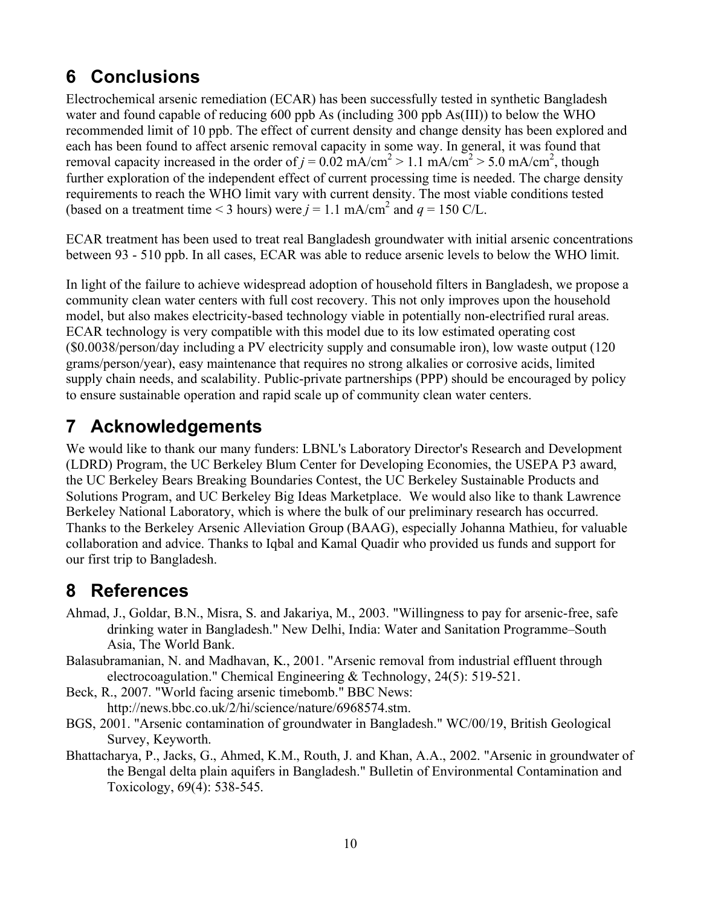## 6 Conclusions

Electrochemical arsenic remediation (ECAR) has been successfully tested in synthetic Bangladesh water and found capable of reducing 600 ppb As (including 300 ppb As(III)) to below the WHO recommended limit of 10 ppb. The effect of current density and change density has been explored and each has been found to affect arsenic removal capacity in some way. In general, it was found that removal capacity increased in the order of $j = 0.02$ mA/cm$^2$ > 1.1 mA/cm$^2$ > 5.0 mA/cm$^2$, though further exploration of the independent effect of current processing time is needed. The charge density requirements to reach the WHO limit vary with current density. The most viable conditions tested (based on a treatment time < 3 hours) were $j = 1.1$ mA/cm$^2$ and $q = 150$ C/L.

ECAR treatment has been used to treat real Bangladesh groundwater with initial arsenic concentrations between 93 - 510 ppb. In all cases, ECAR was able to reduce arsenic levels to below the WHO limit.

In light of the failure to achieve widespread adoption of household filters in Bangladesh, we propose a community clean water centers with full cost recovery. This not only improves upon the household model, but also makes electricity-based technology viable in potentially non-electrified rural areas. ECAR technology is very compatible with this model due to its low estimated operating cost ($0.0038/person/day including a PV electricity supply and consumable iron), low waste output (120 grams/person/year), easy maintenance that requires no strong alkalies or corrosive acids, limited supply chain needs, and scalability. Public-private partnerships (PPP) should be encouraged by policy to ensure sustainable operation and rapid scale up of community clean water centers.

## 7 Acknowledgements

We would like to thank our many funders: LBNL's Laboratory Director's Research and Development (LDRD) Program, the UC Berkeley Blum Center for Developing Economies, the USEPA P3 award, the UC Berkeley Bears Breaking Boundaries Contest, the UC Berkeley Sustainable Products and Solutions Program, and UC Berkeley Big Ideas Marketplace. We would also like to thank Lawrence Berkeley National Laboratory, which is where the bulk of our preliminary research has occurred. Thanks to the Berkeley Arsenic Alleviation Group (BAAG), especially Johanna Mathieu, for valuable collaboration and advice. Thanks to Iqbal and Kamal Quadir who provided us funds and support for our first trip to Bangladesh.

## 8 References

Ahmad, J., Goldar, B.N., Misra, S. and Jakariya, M., 2003. "Willingness to pay for arsenic-free, safe drinking water in Bangladesh." New Delhi, India: Water and Sanitation Programme–South Asia, The World Bank.

Balasubramanian, N. and Madhavan, K., 2001. "Arsenic removal from industrial effluent through electrocoagulation." Chemical Engineering & Technology, 24(5): 519-521.

Beck, R., 2007. "World facing arsenic timebomb." BBC News: http://news.bbc.co.uk/2/hi/science/nature/6968574.stm.

BGS, 2001. "Arsenic contamination of groundwater in Bangladesh." WC/00/19, British Geological Survey, Keyworth.

Bhattacharya, P., Jacks, G., Ahmed, K.M., Routh, J. and Khan, A.A., 2002. "Arsenic in groundwater of the Bengal delta plain aquifers in Bangladesh." Bulletin of Environmental Contamination and Toxicology, 69(4): 538-545.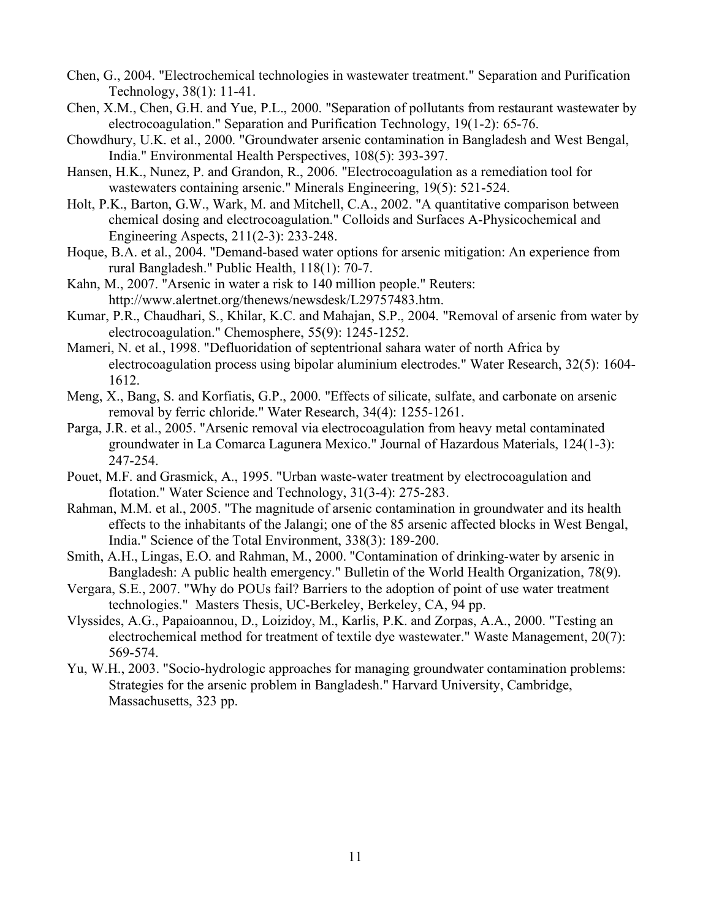Chen, G., 2004. "Electrochemical technologies in wastewater treatment." Separation and Purification Technology, 38(1): 11-41.

Chen, X.M., Chen, G.H. and Yue, P.L., 2000. "Separation of pollutants from restaurant wastewater by electrocoagulation." Separation and Purification Technology, 19(1-2): 65-76.

Chowdhury, U.K. et al., 2000. "Groundwater arsenic contamination in Bangladesh and West Bengal, India." Environmental Health Perspectives, 108(5): 393-397.

Hansen, H.K., Nunez, P. and Grandon, R., 2006. "Electrocoagulation as a remediation tool for wastewaters containing arsenic." Minerals Engineering, 19(5): 521-524.

Holt, P.K., Barton, G.W., Wark, M. and Mitchell, C.A., 2002. "A quantitative comparison between chemical dosing and electrocoagulation." Colloids and Surfaces A-Physicochemical and Engineering Aspects, 211(2-3): 233-248.

Hoque, B.A. et al., 2004. "Demand-based water options for arsenic mitigation: An experience from rural Bangladesh." Public Health, 118(1): 70-7.

Kahn, M., 2007. "Arsenic in water a risk to 140 million people." Reuters: http://www.alertnet.org/thenews/newsdesk/L29757483.htm.

Kumar, P.R., Chaudhari, S., Khilar, K.C. and Mahajan, S.P., 2004. "Removal of arsenic from water by electrocoagulation." Chemosphere, 55(9): 1245-1252.

Mameri, N. et al., 1998. "Defluoridation of septentrional sahara water of north Africa by electrocoagulation process using bipolar aluminium electrodes." Water Research, 32(5): 1604-1612.

Meng, X., Bang, S. and Korfiatis, G.P., 2000. "Effects of silicate, sulfate, and carbonate on arsenic removal by ferric chloride." Water Research, 34(4): 1255-1261.

Parga, J.R. et al., 2005. "Arsenic removal via electrocoagulation from heavy metal contaminated groundwater in La Comarca Lagunera Mexico." Journal of Hazardous Materials, 124(1-3): 247-254.

Pouet, M.F. and Grasmick, A., 1995. "Urban waste-water treatment by electrocoagulation and flotation." Water Science and Technology, 31(3-4): 275-283.

Rahman, M.M. et al., 2005. "The magnitude of arsenic contamination in groundwater and its health effects to the inhabitants of the Jalangi; one of the 85 arsenic affected blocks in West Bengal, India." Science of the Total Environment, 338(3): 189-200.

Smith, A.H., Lingas, E.O. and Rahman, M., 2000. "Contamination of drinking-water by arsenic in Bangladesh: A public health emergency." Bulletin of the World Health Organization, 78(9).

Vergara, S.E., 2007. "Why do POUs fail? Barriers to the adoption of point of use water treatment technologies." Masters Thesis, UC-Berkeley, Berkeley, CA, 94 pp.

Vlyssides, A.G., Papaioannou, D., Loizidoy, M., Karlis, P.K. and Zorpas, A.A., 2000. "Testing an electrochemical method for treatment of textile dye wastewater." Waste Management, 20(7): 569-574.

Yu, W.H., 2003. "Socio-hydrologic approaches for managing groundwater contamination problems: Strategies for the arsenic problem in Bangladesh." Harvard University, Cambridge, Massachusetts, 323 pp.